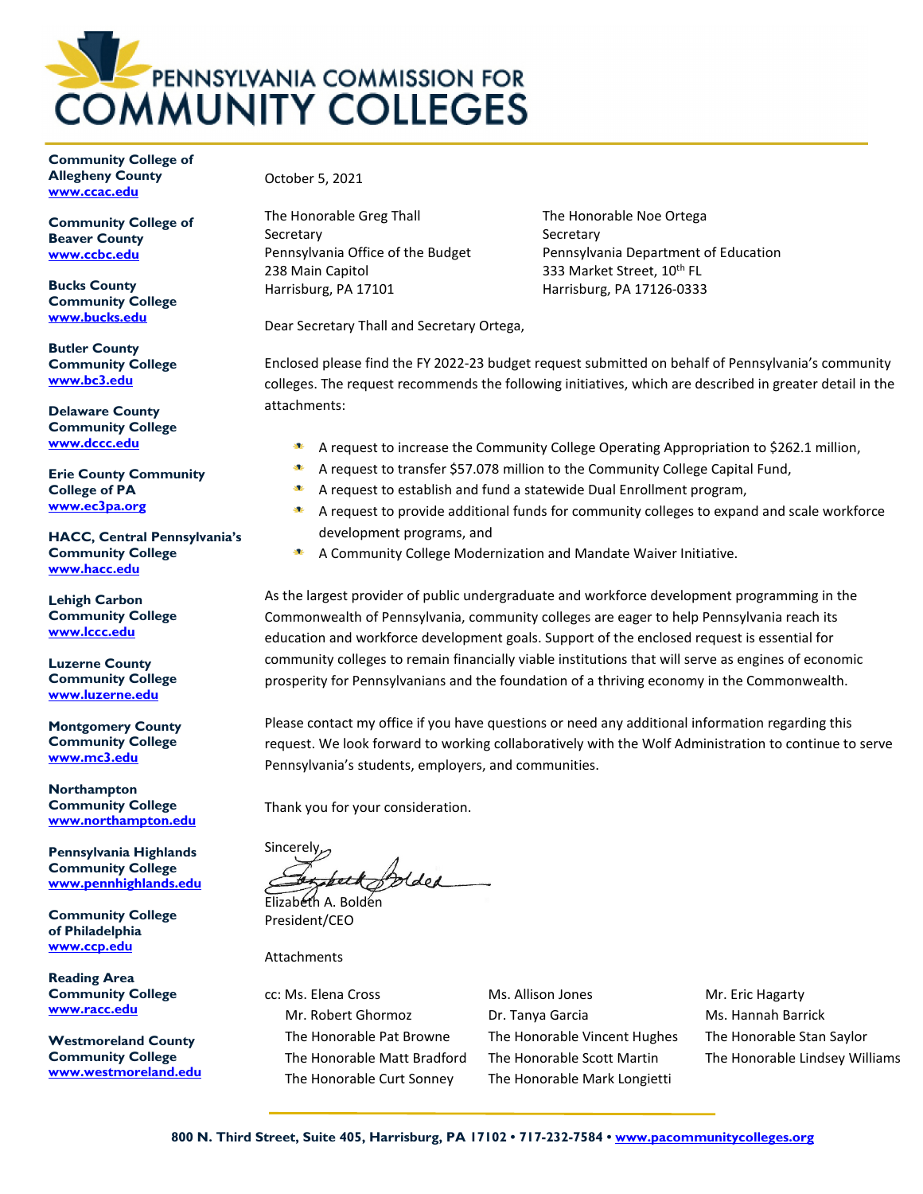# PENNSYLVANIA COMMISSION FOR COMMUNITY COLLEGES

**Community College of Allegheny County**
www.ccac.edu

**Community College of Beaver County**
www.ccbc.edu

**Bucks County Community College**
www.bucks.edu

**Butler County Community College**
www.bc3.edu

**Delaware County Community College**
www.dccc.edu

**Erie County Community College of PA**
www.ec3pa.org

**HACC, Central Pennsylvania's Community College**
www.hacc.edu

**Lehigh Carbon Community College**
www.lccc.edu

**Luzerne County Community College**
www.luzerne.edu

**Montgomery County Community College**
www.mc3.edu

**Northampton Community College**
www.northampton.edu

**Pennsylvania Highlands Community College**
www.pennhighlands.edu

**Community College of Philadelphia**
www.ccp.edu

**Reading Area Community College**
www.racc.edu

**Westmoreland County Community College**
www.westmoreland.edu

October 5, 2021

The Honorable Greg Thall
Secretary
Pennsylvania Office of the Budget
238 Main Capitol
Harrisburg, PA 17101

The Honorable Noe Ortega
Secretary
Pennsylvania Department of Education
333 Market Street, 10th FL
Harrisburg, PA 17126-0333

Dear Secretary Thall and Secretary Ortega,

Enclosed please find the FY 2022-23 budget request submitted on behalf of Pennsylvania's community colleges. The request recommends the following initiatives, which are described in greater detail in the attachments:

- A request to increase the Community College Operating Appropriation to $262.1 million,
- A request to transfer $57.078 million to the Community College Capital Fund,
- A request to establish and fund a statewide Dual Enrollment program,
- A request to provide additional funds for community colleges to expand and scale workforce development programs, and
- A Community College Modernization and Mandate Waiver Initiative.

As the largest provider of public undergraduate and workforce development programming in the Commonwealth of Pennsylvania, community colleges are eager to help Pennsylvania reach its education and workforce development goals. Support of the enclosed request is essential for community colleges to remain financially viable institutions that will serve as engines of economic prosperity for Pennsylvanians and the foundation of a thriving economy in the Commonwealth.

Please contact my office if you have questions or need any additional information regarding this request. We look forward to working collaboratively with the Wolf Administration to continue to serve Pennsylvania's students, employers, and communities.

Thank you for your consideration.

Sincerely,

Elizabeth A. Bolden
President/CEO

Attachments

cc: Ms. Elena Cross
Mr. Robert Ghormoz
The Honorable Pat Browne
The Honorable Matt Bradford
The Honorable Curt Sonney
Ms. Allison Jones
Dr. Tanya Garcia
The Honorable Vincent Hughes
The Honorable Scott Martin
The Honorable Mark Longietti
Mr. Eric Hagarty
Ms. Hannah Barrick
The Honorable Stan Saylor
The Honorable Lindsey Williams

800 N. Third Street, Suite 405, Harrisburg, PA 17102 • 717-232-7584 • www.pacommunitycolleges.org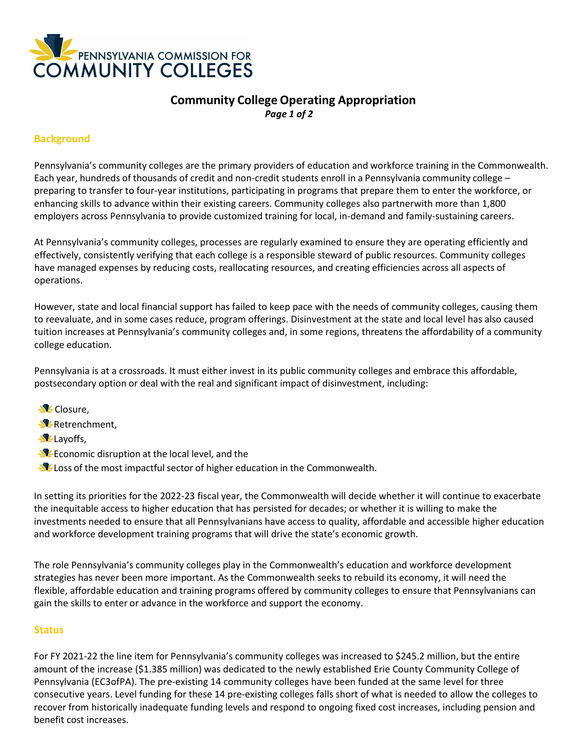PENNSYLVANIA COMMISSION FOR COMMUNITY COLLEGES

# Community College Operating Appropriation

*Page 1 of 2*

## Background

Pennsylvania's community colleges are the primary providers of education and workforce training in the Commonwealth. Each year, hundreds of thousands of credit and non-credit students enroll in a Pennsylvania community college – preparing to transfer to four-year institutions, participating in programs that prepare them to enter the workforce, or enhancing skills to advance within their existing careers. Community colleges also partnerwith more than 1,800 employers across Pennsylvania to provide customized training for local, in-demand and family-sustaining careers.

At Pennsylvania's community colleges, processes are regularly examined to ensure they are operating efficiently and effectively, consistently verifying that each college is a responsible steward of public resources. Community colleges have managed expenses by reducing costs, reallocating resources, and creating efficiencies across all aspects of operations.

However, state and local financial support has failed to keep pace with the needs of community colleges, causing them to reevaluate, and in some cases reduce, program offerings. Disinvestment at the state and local level has also caused tuition increases at Pennsylvania's community colleges and, in some regions, threatens the affordability of a community college education.

Pennsylvania is at a crossroads. It must either invest in its public community colleges and embrace this affordable, postsecondary option or deal with the real and significant impact of disinvestment, including:

- Closure,
- Retrenchment,
- Layoffs,
- Economic disruption at the local level, and the
- Loss of the most impactful sector of higher education in the Commonwealth.

In setting its priorities for the 2022-23 fiscal year, the Commonwealth will decide whether it will continue to exacerbate the inequitable access to higher education that has persisted for decades; or whether it is willing to make the investments needed to ensure that all Pennsylvanians have access to quality, affordable and accessible higher education and workforce development training programs that will drive the state's economic growth.

The role Pennsylvania's community colleges play in the Commonwealth's education and workforce development strategies has never been more important. As the Commonwealth seeks to rebuild its economy, it will need the flexible, affordable education and training programs offered by community colleges to ensure that Pennsylvanians can gain the skills to enter or advance in the workforce and support the economy.

## Status

For FY 2021-22 the line item for Pennsylvania's community colleges was increased to $245.2 million, but the entire amount of the increase ($1.385 million) was dedicated to the newly established Erie County Community College of Pennsylvania (EC3ofPA). The pre-existing 14 community colleges have been funded at the same level for three consecutive years. Level funding for these 14 pre-existing colleges falls short of what is needed to allow the colleges to recover from historically inadequate funding levels and respond to ongoing fixed cost increases, including pension and benefit cost increases.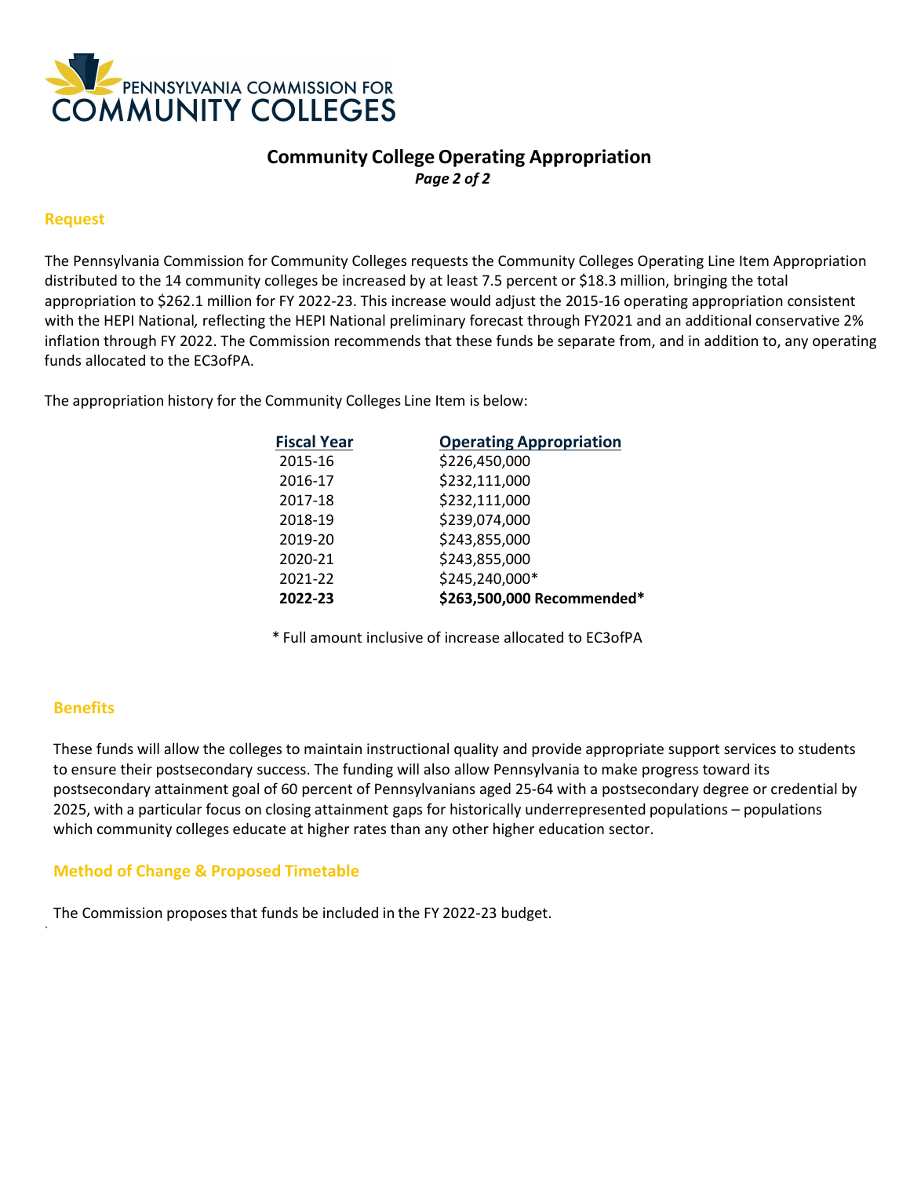PENNSYLVANIA COMMISSION FOR COMMUNITY COLLEGES

# Community College Operating Appropriation

*Page 2 of 2*

## Request

The Pennsylvania Commission for Community Colleges requests the Community Colleges Operating Line Item Appropriation distributed to the 14 community colleges be increased by at least 7.5 percent or $18.3 million, bringing the total appropriation to $262.1 million for FY 2022-23. This increase would adjust the 2015-16 operating appropriation consistent with the HEPI National*,* reflecting the HEPI National preliminary forecast through FY2021 and an additional conservative 2% inflation through FY 2022. The Commission recommends that these funds be separate from, and in addition to, any operating funds allocated to the EC3ofPA.

The appropriation history for the Community Colleges Line Item is below:

| Fiscal Year | Operating Appropriation |
|---|---|
| 2015-16 | $226,450,000 |
| 2016-17 | $232,111,000 |
| 2017-18 | $232,111,000 |
| 2018-19 | $239,074,000 |
| 2019-20 | $243,855,000 |
| 2020-21 | $243,855,000 |
| 2021-22 | $245,240,000* |
| **2022-23** | **$263,500,000 Recommended*** |

* Full amount inclusive of increase allocated to EC3ofPA

## Benefits

These funds will allow the colleges to maintain instructional quality and provide appropriate support services to students to ensure their postsecondary success. The funding will also allow Pennsylvania to make progress toward its postsecondary attainment goal of 60 percent of Pennsylvanians aged 25-64 with a postsecondary degree or credential by 2025, with a particular focus on closing attainment gaps for historically underrepresented populations – populations which community colleges educate at higher rates than any other higher education sector.

## Method of Change & Proposed Timetable

The Commission proposes that funds be included in the FY 2022-23 budget.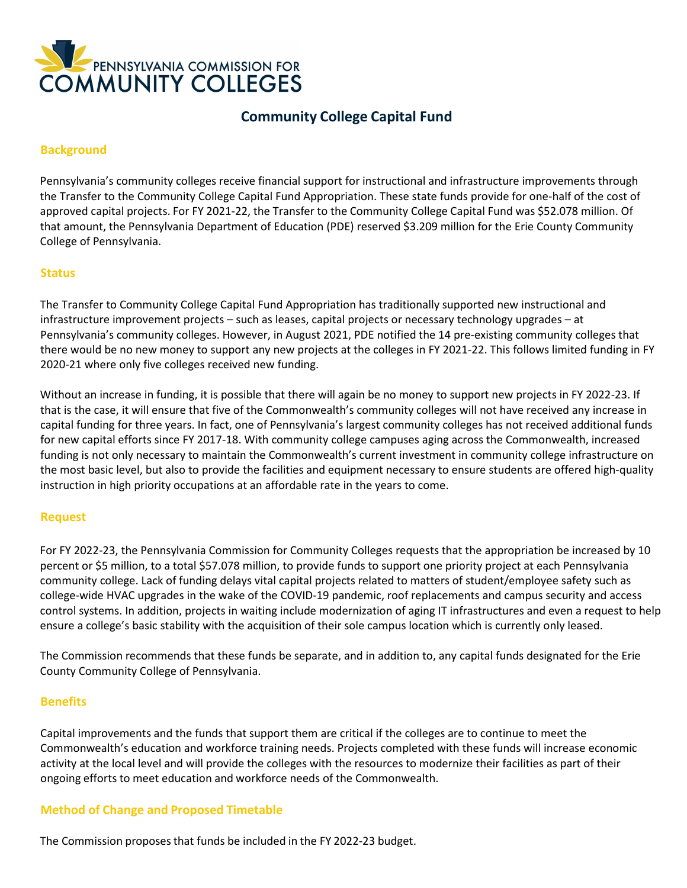# Community College Capital Fund

## Background

Pennsylvania's community colleges receive financial support for instructional and infrastructure improvements through the Transfer to the Community College Capital Fund Appropriation. These state funds provide for one-half of the cost of approved capital projects. For FY 2021-22, the Transfer to the Community College Capital Fund was $52.078 million. Of that amount, the Pennsylvania Department of Education (PDE) reserved $3.209 million for the Erie County Community College of Pennsylvania.

## Status

The Transfer to Community College Capital Fund Appropriation has traditionally supported new instructional and infrastructure improvement projects – such as leases, capital projects or necessary technology upgrades – at Pennsylvania's community colleges. However, in August 2021, PDE notified the 14 pre-existing community colleges that there would be no new money to support any new projects at the colleges in FY 2021-22. This follows limited funding in FY 2020-21 where only five colleges received new funding.

Without an increase in funding, it is possible that there will again be no money to support new projects in FY 2022-23. If that is the case, it will ensure that five of the Commonwealth's community colleges will not have received any increase in capital funding for three years. In fact, one of Pennsylvania's largest community colleges has not received additional funds for new capital efforts since FY 2017-18. With community college campuses aging across the Commonwealth, increased funding is not only necessary to maintain the Commonwealth's current investment in community college infrastructure on the most basic level, but also to provide the facilities and equipment necessary to ensure students are offered high-quality instruction in high priority occupations at an affordable rate in the years to come.

## Request

For FY 2022-23, the Pennsylvania Commission for Community Colleges requests that the appropriation be increased by 10 percent or $5 million, to a total $57.078 million, to provide funds to support one priority project at each Pennsylvania community college. Lack of funding delays vital capital projects related to matters of student/employee safety such as college-wide HVAC upgrades in the wake of the COVID-19 pandemic, roof replacements and campus security and access control systems. In addition, projects in waiting include modernization of aging IT infrastructures and even a request to help ensure a college's basic stability with the acquisition of their sole campus location which is currently only leased.

The Commission recommends that these funds be separate, and in addition to, any capital funds designated for the Erie County Community College of Pennsylvania.

## Benefits

Capital improvements and the funds that support them are critical if the colleges are to continue to meet the Commonwealth's education and workforce training needs. Projects completed with these funds will increase economic activity at the local level and will provide the colleges with the resources to modernize their facilities as part of their ongoing efforts to meet education and workforce needs of the Commonwealth.

## Method of Change and Proposed Timetable

The Commission proposes that funds be included in the FY 2022-23 budget.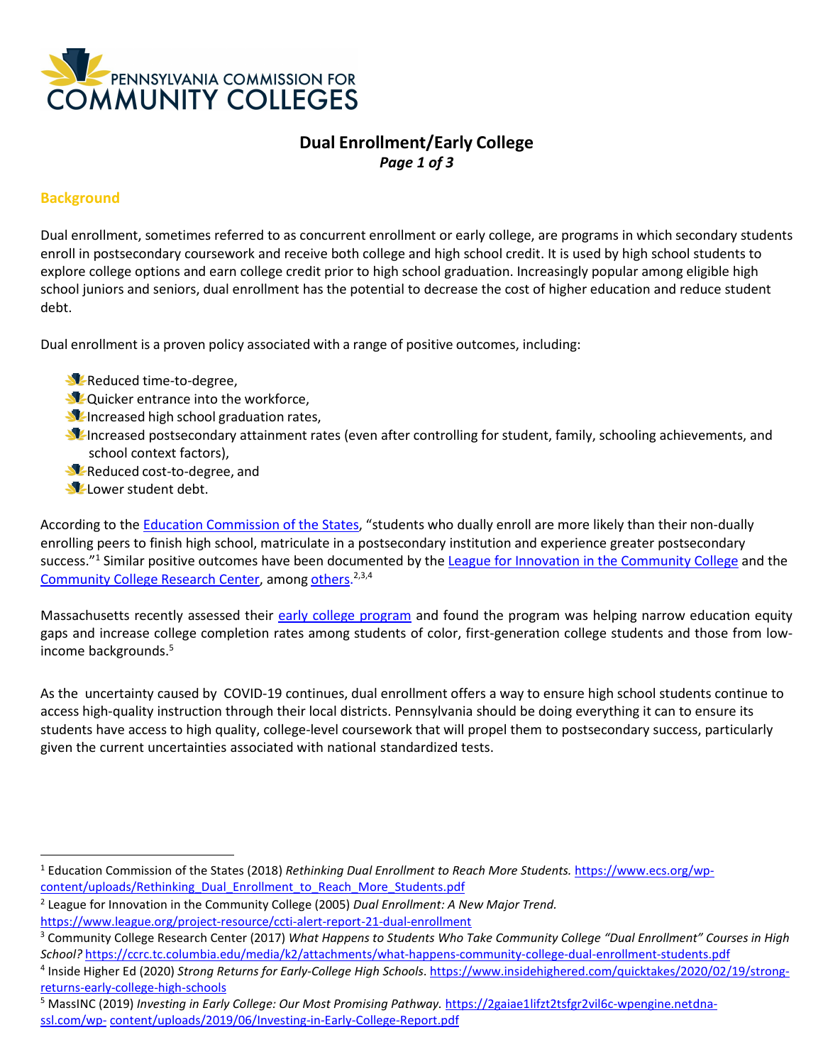PENNSYLVANIA COMMISSION FOR COMMUNITY COLLEGES

# Dual Enrollment/Early College

## Background

Dual enrollment, sometimes referred to as concurrent enrollment or early college, are programs in which secondary students enroll in postsecondary coursework and receive both college and high school credit. It is used by high school students to explore college options and earn college credit prior to high school graduation. Increasingly popular among eligible high school juniors and seniors, dual enrollment has the potential to decrease the cost of higher education and reduce student debt.

Dual enrollment is a proven policy associated with a range of positive outcomes, including:

- Reduced time-to-degree,
- Quicker entrance into the workforce,
- Increased high school graduation rates,
- Increased postsecondary attainment rates (even after controlling for student, family, schooling achievements, and school context factors),
- Reduced cost-to-degree, and
- Lower student debt.

According to the Education Commission of the States, "students who dually enroll are more likely than their non-dually enrolling peers to finish high school, matriculate in a postsecondary institution and experience greater postsecondary success."[1] Similar positive outcomes have been documented by the League for Innovation in the Community College and the Community College Research Center, among others.[2,3,4]

Massachusetts recently assessed their early college program and found the program was helping narrow education equity gaps and increase college completion rates among students of color, first-generation college students and those from low-income backgrounds.[5]

As the uncertainty caused by COVID-19 continues, dual enrollment offers a way to ensure high school students continue to access high-quality instruction through their local districts. Pennsylvania should be doing everything it can to ensure its students have access to high quality, college-level coursework that will propel them to postsecondary success, particularly given the current uncertainties associated with national standardized tests.

---

[1] Education Commission of the States (2018) *Rethinking Dual Enrollment to Reach More Students.* https://www.ecs.org/wp-content/uploads/Rethinking_Dual_Enrollment_to_Reach_More_Students.pdf

[2] League for Innovation in the Community College (2005) *Dual Enrollment: A New Major Trend.* https://www.league.org/project-resource/ccti-alert-report-21-dual-enrollment

[3] Community College Research Center (2017) *What Happens to Students Who Take Community College "Dual Enrollment" Courses in High School?* https://ccrc.tc.columbia.edu/media/k2/attachments/what-happens-community-college-dual-enrollment-students.pdf

[4] Inside Higher Ed (2020) *Strong Returns for Early-College High Schools*. https://www.insidehighered.com/quicktakes/2020/02/19/strong-returns-early-college-high-schools

[5] MassINC (2019) *Investing in Early College: Our Most Promising Pathway.* https://2gaiae1lifzt2tsfgr2vil6c-wpengine.netdna-ssl.com/wp-content/uploads/2019/06/Investing-in-Early-College-Report.pdf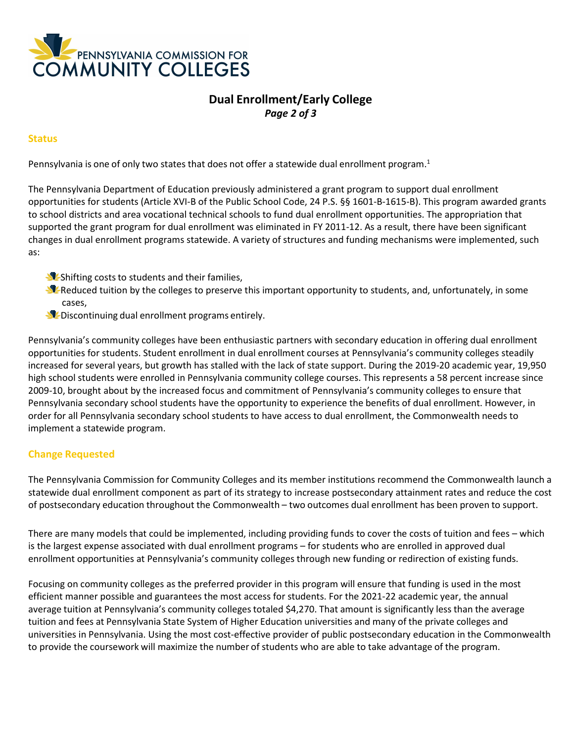PENNSYLVANIA COMMISSION FOR COMMUNITY COLLEGES

# Dual Enrollment/Early College

## Status

Pennsylvania is one of only two states that does not offer a statewide dual enrollment program.[1]

The Pennsylvania Department of Education previously administered a grant program to support dual enrollment opportunities for students (Article XVI-B of the Public School Code, 24 P.S. §§ 1601-B-1615-B). This program awarded grants to school districts and area vocational technical schools to fund dual enrollment opportunities. The appropriation that supported the grant program for dual enrollment was eliminated in FY 2011-12. As a result, there have been significant changes in dual enrollment programs statewide. A variety of structures and funding mechanisms were implemented, such as:

- Shifting costs to students and their families,
- Reduced tuition by the colleges to preserve this important opportunity to students, and, unfortunately, in some cases,
- Discontinuing dual enrollment programs entirely.

Pennsylvania's community colleges have been enthusiastic partners with secondary education in offering dual enrollment opportunities for students. Student enrollment in dual enrollment courses at Pennsylvania's community colleges steadily increased for several years, but growth has stalled with the lack of state support. During the 2019-20 academic year, 19,950 high school students were enrolled in Pennsylvania community college courses. This represents a 58 percent increase since 2009-10, brought about by the increased focus and commitment of Pennsylvania's community colleges to ensure that Pennsylvania secondary school students have the opportunity to experience the benefits of dual enrollment. However, in order for all Pennsylvania secondary school students to have access to dual enrollment, the Commonwealth needs to implement a statewide program.

## Change Requested

The Pennsylvania Commission for Community Colleges and its member institutions recommend the Commonwealth launch a statewide dual enrollment component as part of its strategy to increase postsecondary attainment rates and reduce the cost of postsecondary education throughout the Commonwealth – two outcomes dual enrollment has been proven to support.

There are many models that could be implemented, including providing funds to cover the costs of tuition and fees – which is the largest expense associated with dual enrollment programs – for students who are enrolled in approved dual enrollment opportunities at Pennsylvania's community colleges through new funding or redirection of existing funds.

Focusing on community colleges as the preferred provider in this program will ensure that funding is used in the most efficient manner possible and guarantees the most access for students. For the 2021-22 academic year, the annual average tuition at Pennsylvania's community colleges totaled $4,270. That amount is significantly less than the average tuition and fees at Pennsylvania State System of Higher Education universities and many of the private colleges and universities in Pennsylvania. Using the most cost-effective provider of public postsecondary education in the Commonwealth to provide the coursework will maximize the number of students who are able to take advantage of the program.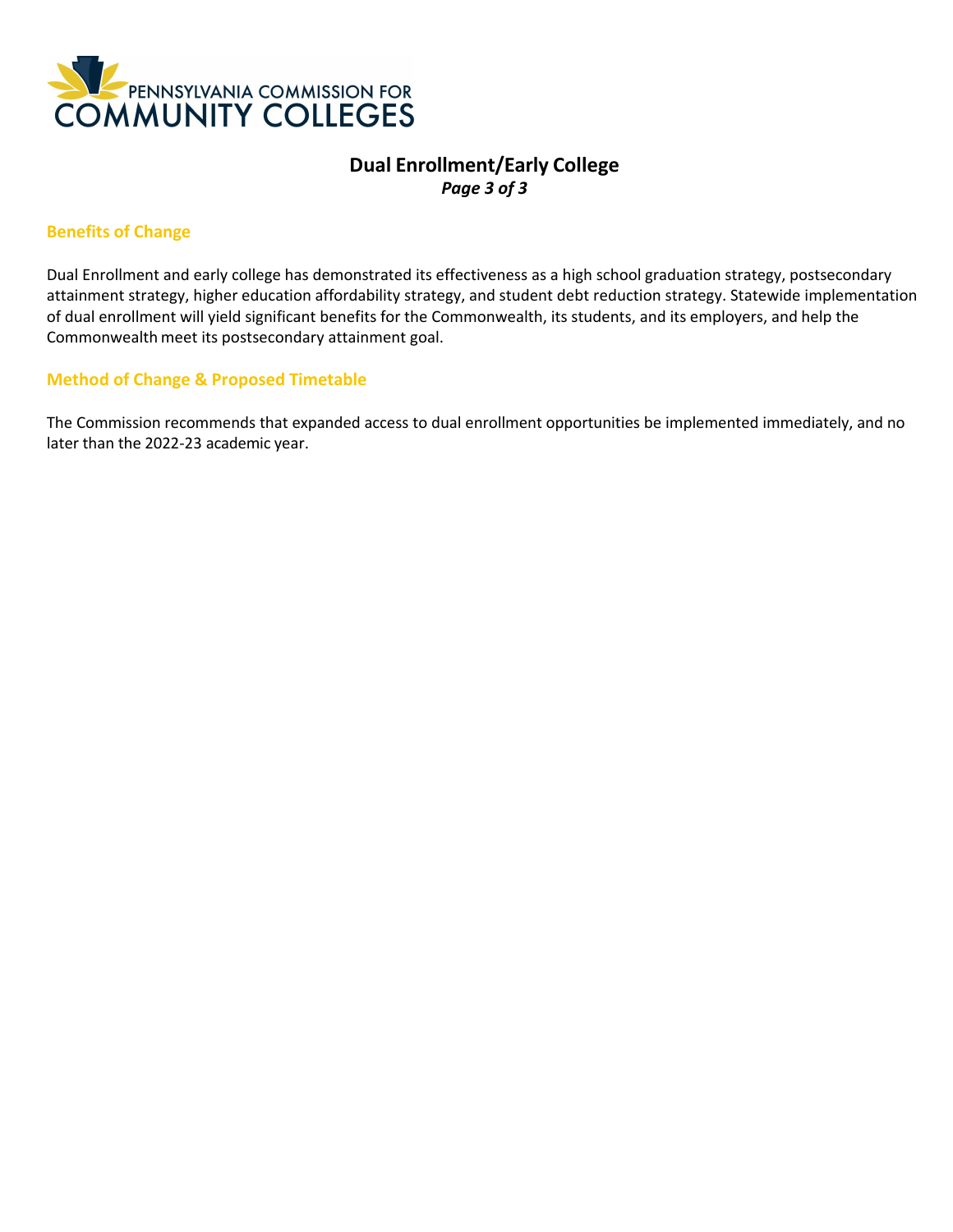# Dual Enrollment/Early College

## Benefits of Change

Dual Enrollment and early college has demonstrated its effectiveness as a high school graduation strategy, postsecondary attainment strategy, higher education affordability strategy, and student debt reduction strategy. Statewide implementation of dual enrollment will yield significant benefits for the Commonwealth, its students, and its employers, and help the Commonwealth meet its postsecondary attainment goal.

## Method of Change & Proposed Timetable

The Commission recommends that expanded access to dual enrollment opportunities be implemented immediately, and no later than the 2022-23 academic year.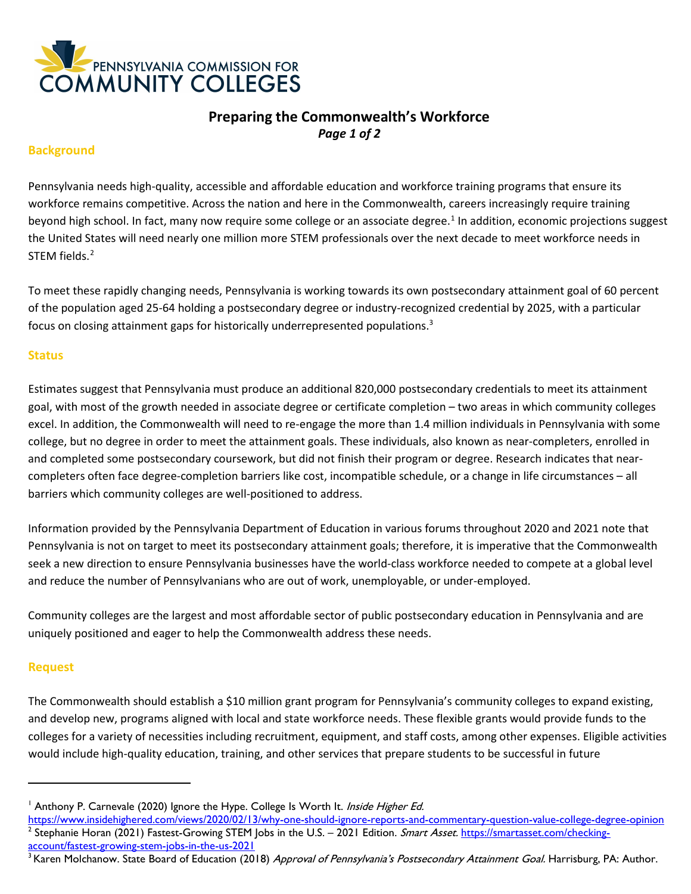PENNSYLVANIA COMMISSION FOR COMMUNITY COLLEGES

# Preparing the Commonwealth's Workforce

## Background

Pennsylvania needs high-quality, accessible and affordable education and workforce training programs that ensure its workforce remains competitive. Across the nation and here in the Commonwealth, careers increasingly require training beyond high school. In fact, many now require some college or an associate degree.[1] In addition, economic projections suggest the United States will need nearly one million more STEM professionals over the next decade to meet workforce needs in STEM fields.[2]

To meet these rapidly changing needs, Pennsylvania is working towards its own postsecondary attainment goal of 60 percent of the population aged 25-64 holding a postsecondary degree or industry-recognized credential by 2025, with a particular focus on closing attainment gaps for historically underrepresented populations.[3]

## Status

Estimates suggest that Pennsylvania must produce an additional 820,000 postsecondary credentials to meet its attainment goal, with most of the growth needed in associate degree or certificate completion – two areas in which community colleges excel. In addition, the Commonwealth will need to re-engage the more than 1.4 million individuals in Pennsylvania with some college, but no degree in order to meet the attainment goals. These individuals, also known as near-completers, enrolled in and completed some postsecondary coursework, but did not finish their program or degree. Research indicates that near-completers often face degree-completion barriers like cost, incompatible schedule, or a change in life circumstances – all barriers which community colleges are well-positioned to address.

Information provided by the Pennsylvania Department of Education in various forums throughout 2020 and 2021 note that Pennsylvania is not on target to meet its postsecondary attainment goals; therefore, it is imperative that the Commonwealth seek a new direction to ensure Pennsylvania businesses have the world-class workforce needed to compete at a global level and reduce the number of Pennsylvanians who are out of work, unemployable, or under-employed.

Community colleges are the largest and most affordable sector of public postsecondary education in Pennsylvania and are uniquely positioned and eager to help the Commonwealth address these needs.

## Request

The Commonwealth should establish a $10 million grant program for Pennsylvania's community colleges to expand existing, and develop new, programs aligned with local and state workforce needs. These flexible grants would provide funds to the colleges for a variety of necessities including recruitment, equipment, and staff costs, among other expenses. Eligible activities would include high-quality education, training, and other services that prepare students to be successful in future

---

[1] Anthony P. Carnevale (2020) Ignore the Hype. College Is Worth It. *Inside Higher Ed.* https://www.insidehighered.com/views/2020/02/13/why-one-should-ignore-reports-and-commentary-question-value-college-degree-opinion

[2] Stephanie Horan (2021) Fastest-Growing STEM Jobs in the U.S. – 2021 Edition. *Smart Asset.* https://smartasset.com/checking-account/fastest-growing-stem-jobs-in-the-us-2021

[3] Karen Molchanow. State Board of Education (2018) *Approval of Pennsylvania's Postsecondary Attainment Goal.* Harrisburg, PA: Author.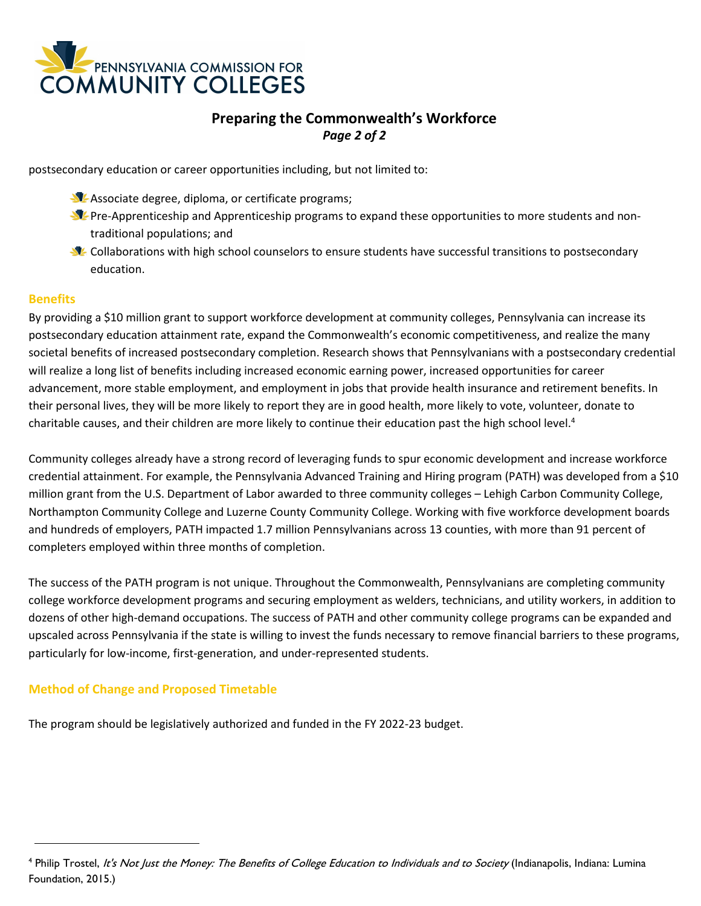postsecondary education or career opportunities including, but not limited to:

- Associate degree, diploma, or certificate programs;
- Pre-Apprenticeship and Apprenticeship programs to expand these opportunities to more students and non-traditional populations; and
- Collaborations with high school counselors to ensure students have successful transitions to postsecondary education.

### Benefits

By providing a $10 million grant to support workforce development at community colleges, Pennsylvania can increase its postsecondary education attainment rate, expand the Commonwealth's economic competitiveness, and realize the many societal benefits of increased postsecondary completion. Research shows that Pennsylvanians with a postsecondary credential will realize a long list of benefits including increased economic earning power, increased opportunities for career advancement, more stable employment, and employment in jobs that provide health insurance and retirement benefits. In their personal lives, they will be more likely to report they are in good health, more likely to vote, volunteer, donate to charitable causes, and their children are more likely to continue their education past the high school level.[4]

Community colleges already have a strong record of leveraging funds to spur economic development and increase workforce credential attainment. For example, the Pennsylvania Advanced Training and Hiring program (PATH) was developed from a $10 million grant from the U.S. Department of Labor awarded to three community colleges – Lehigh Carbon Community College, Northampton Community College and Luzerne County Community College. Working with five workforce development boards and hundreds of employers, PATH impacted 1.7 million Pennsylvanians across 13 counties, with more than 91 percent of completers employed within three months of completion.

The success of the PATH program is not unique. Throughout the Commonwealth, Pennsylvanians are completing community college workforce development programs and securing employment as welders, technicians, and utility workers, in addition to dozens of other high-demand occupations. The success of PATH and other community college programs can be expanded and upscaled across Pennsylvania if the state is willing to invest the funds necessary to remove financial barriers to these programs, particularly for low-income, first-generation, and under-represented students.

### Method of Change and Proposed Timetable

The program should be legislatively authorized and funded in the FY 2022-23 budget.

---

[4] Philip Trostel, *It's Not Just the Money: The Benefits of College Education to Individuals and to Society* (Indianapolis, Indiana: Lumina Foundation, 2015.)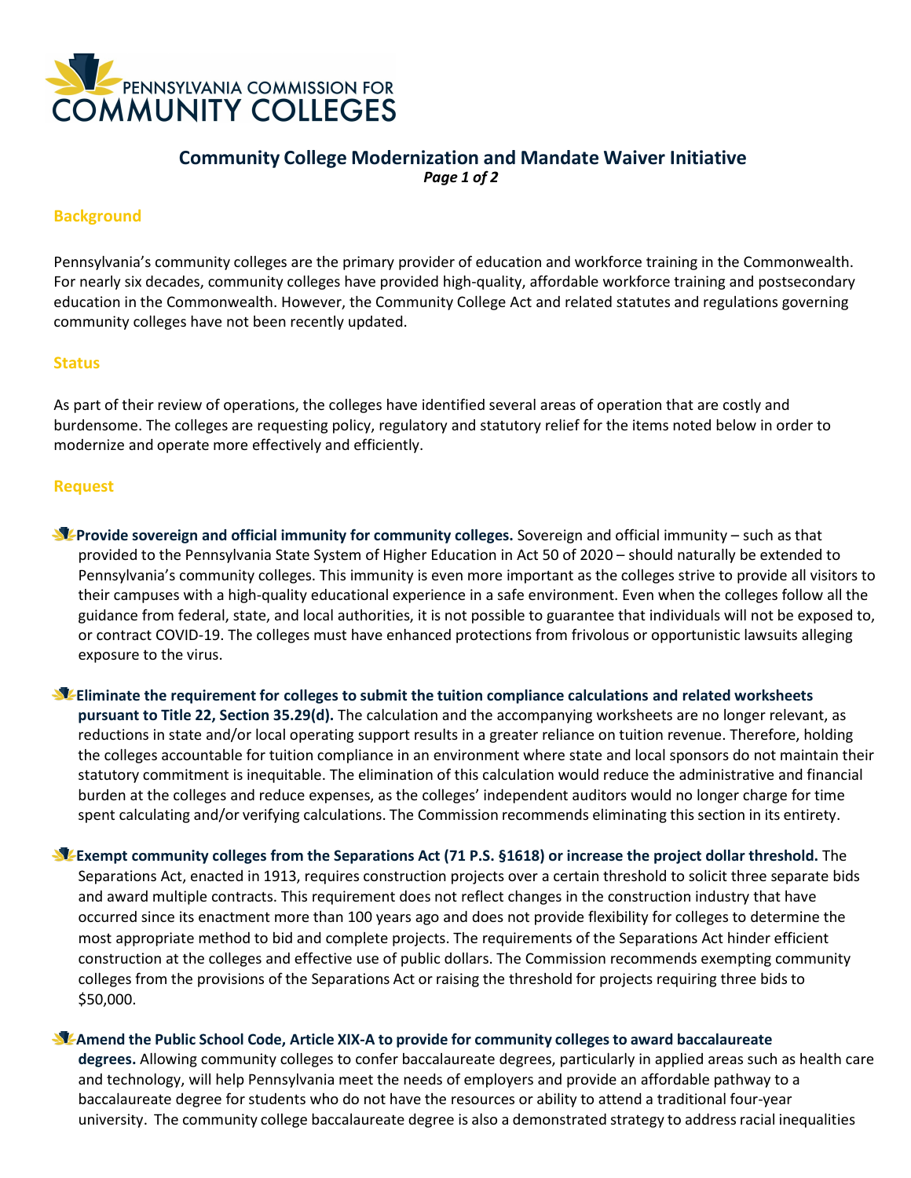PENNSYLVANIA COMMISSION FOR COMMUNITY COLLEGES

# Community College Modernization and Mandate Waiver Initiative

***Page 1 of 2***

## Background

Pennsylvania's community colleges are the primary provider of education and workforce training in the Commonwealth. For nearly six decades, community colleges have provided high-quality, affordable workforce training and postsecondary education in the Commonwealth. However, the Community College Act and related statutes and regulations governing community colleges have not been recently updated.

## Status

As part of their review of operations, the colleges have identified several areas of operation that are costly and burdensome. The colleges are requesting policy, regulatory and statutory relief for the items noted below in order to modernize and operate more effectively and efficiently.

## Request

- **Provide sovereign and official immunity for community colleges.** Sovereign and official immunity – such as that provided to the Pennsylvania State System of Higher Education in Act 50 of 2020 – should naturally be extended to Pennsylvania's community colleges. This immunity is even more important as the colleges strive to provide all visitors to their campuses with a high-quality educational experience in a safe environment. Even when the colleges follow all the guidance from federal, state, and local authorities, it is not possible to guarantee that individuals will not be exposed to, or contract COVID-19. The colleges must have enhanced protections from frivolous or opportunistic lawsuits alleging exposure to the virus.

- **Eliminate the requirement for colleges to submit the tuition compliance calculations and related worksheets pursuant to Title 22, Section 35.29(d).** The calculation and the accompanying worksheets are no longer relevant, as reductions in state and/or local operating support results in a greater reliance on tuition revenue. Therefore, holding the colleges accountable for tuition compliance in an environment where state and local sponsors do not maintain their statutory commitment is inequitable. The elimination of this calculation would reduce the administrative and financial burden at the colleges and reduce expenses, as the colleges' independent auditors would no longer charge for time spent calculating and/or verifying calculations. The Commission recommends eliminating this section in its entirety.

- **Exempt community colleges from the Separations Act (71 P.S. §1618) or increase the project dollar threshold.** The Separations Act, enacted in 1913, requires construction projects over a certain threshold to solicit three separate bids and award multiple contracts. This requirement does not reflect changes in the construction industry that have occurred since its enactment more than 100 years ago and does not provide flexibility for colleges to determine the most appropriate method to bid and complete projects. The requirements of the Separations Act hinder efficient construction at the colleges and effective use of public dollars. The Commission recommends exempting community colleges from the provisions of the Separations Act or raising the threshold for projects requiring three bids to $50,000.

- **Amend the Public School Code, Article XIX-A to provide for community colleges to award baccalaureate degrees.** Allowing community colleges to confer baccalaureate degrees, particularly in applied areas such as health care and technology, will help Pennsylvania meet the needs of employers and provide an affordable pathway to a baccalaureate degree for students who do not have the resources or ability to attend a traditional four-year university. The community college baccalaureate degree is also a demonstrated strategy to address racial inequalities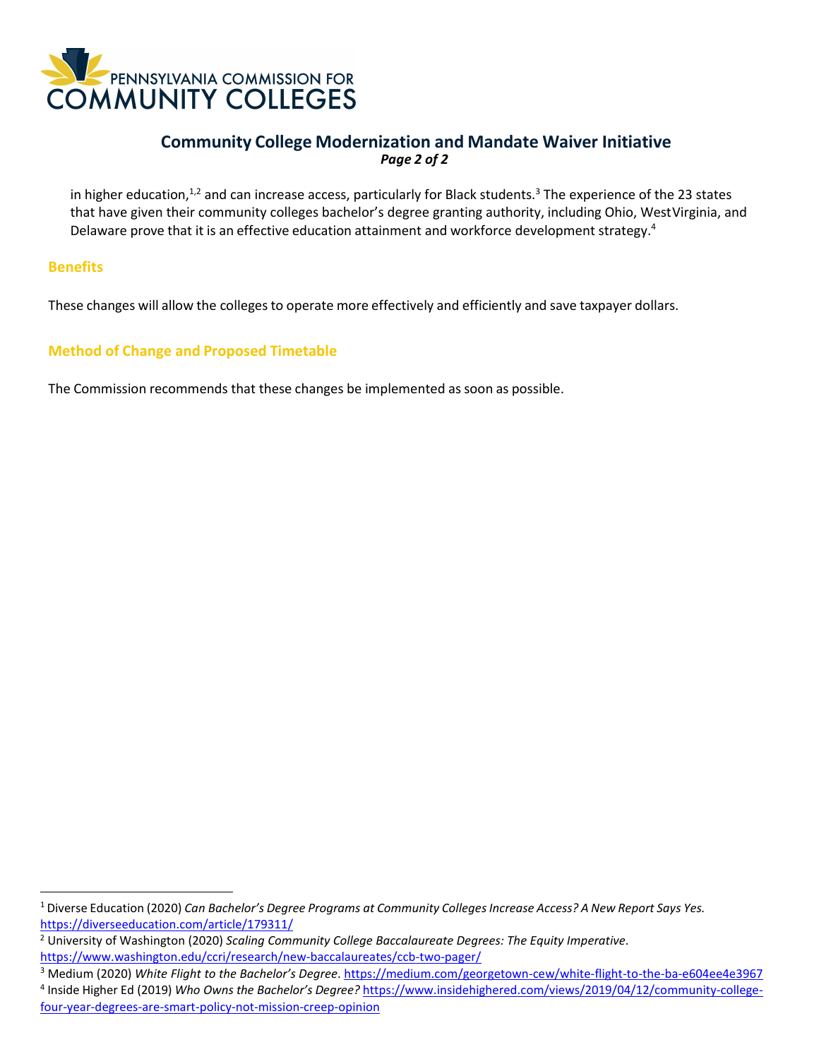in higher education,[1,2] and can increase access, particularly for Black students.[3] The experience of the 23 states that have given their community colleges bachelor's degree granting authority, including Ohio, West Virginia, and Delaware prove that it is an effective education attainment and workforce development strategy.[4]

## Benefits

These changes will allow the colleges to operate more effectively and efficiently and save taxpayer dollars.

## Method of Change and Proposed Timetable

The Commission recommends that these changes be implemented as soon as possible.

---

[1] Diverse Education (2020) *Can Bachelor's Degree Programs at Community Colleges Increase Access? A New Report Says Yes.* https://diverseeducation.com/article/179311/

[2] University of Washington (2020) *Scaling Community College Baccalaureate Degrees: The Equity Imperative*. https://www.washington.edu/ccri/research/new-baccalaureates/ccb-two-pager/

[3] Medium (2020) *White Flight to the Bachelor's Degree*. https://medium.com/georgetown-cew/white-flight-to-the-ba-e604ee4e3967

[4] Inside Higher Ed (2019) *Who Owns the Bachelor's Degree?* https://www.insidehighered.com/views/2019/04/12/community-college-four-year-degrees-are-smart-policy-not-mission-creep-opinion